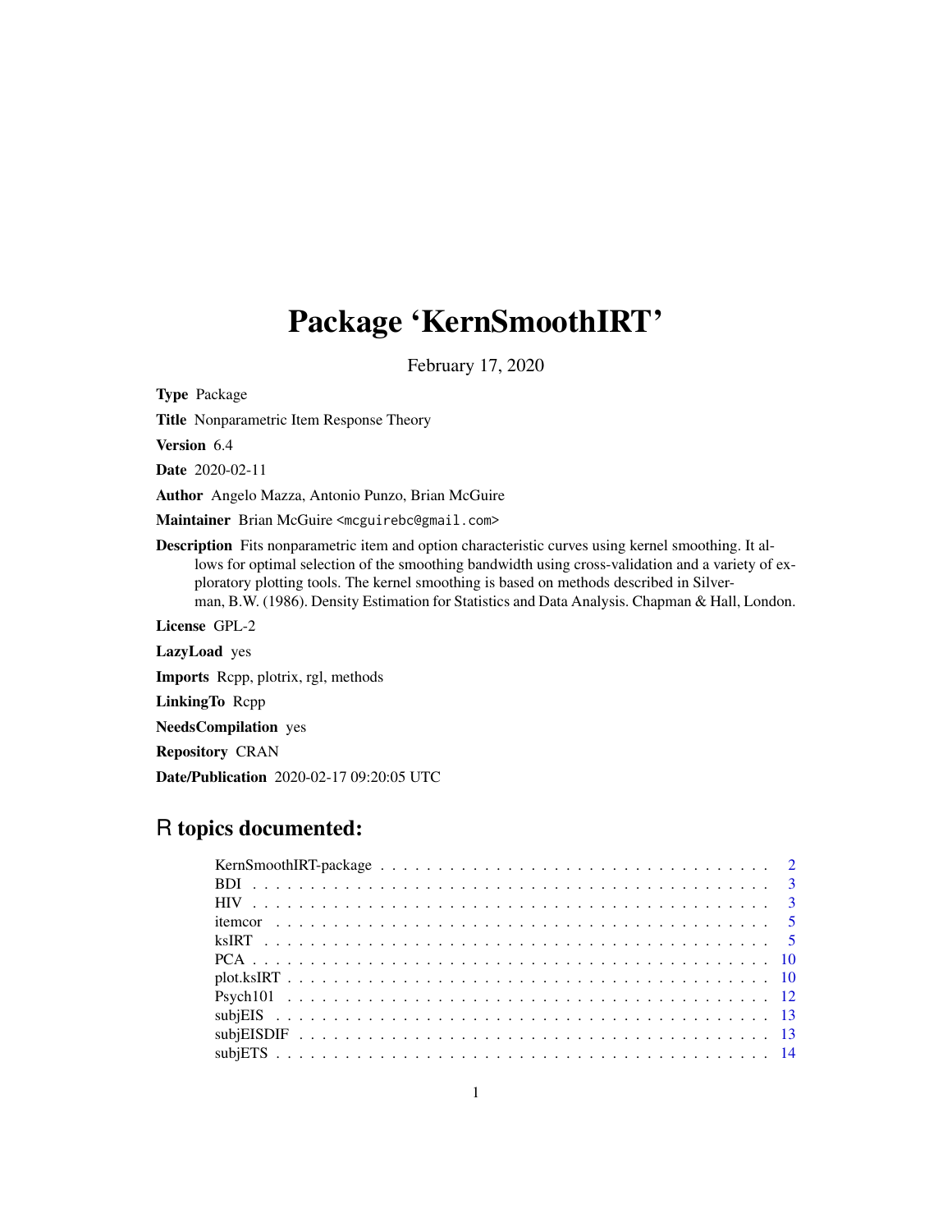# Package 'KernSmoothIRT'

February 17, 2020

**Type** Package

**Title** Nonparametric Item Response Theory

**Version** 6.4

**Date** 2020-02-11

**Author** Angelo Mazza, Antonio Punzo, Brian McGuire

**Maintainer** Brian McGuire <mcguirebc@gmail.com>

**Description** Fits nonparametric item and option characteristic curves using kernel smoothing. It allows for optimal selection of the smoothing bandwidth using cross-validation and a variety of exploratory plotting tools. The kernel smoothing is based on methods described in Silverman, B.W. (1986). Density Estimation for Statistics and Data Analysis. Chapman & Hall, London.

**License** GPL-2

**LazyLoad** yes

**Imports** Rcpp, plotrix, rgl, methods

**LinkingTo** Rcpp

**NeedsCompilation** yes

**Repository** CRAN

**Date/Publication** 2020-02-17 09:20:05 UTC

## R topics documented:

- KernSmoothIRT-package . . . . . . . . . . . . . . . . . . . . . . . . . . . . . . . . 2
- BDI . . . . . . . . . . . . . . . . . . . . . . . . . . . . . . . . . . . . . . . . . . 3
- HIV . . . . . . . . . . . . . . . . . . . . . . . . . . . . . . . . . . . . . . . . . . 3
- itemcor . . . . . . . . . . . . . . . . . . . . . . . . . . . . . . . . . . . . . . . . 5
- ksIRT . . . . . . . . . . . . . . . . . . . . . . . . . . . . . . . . . . . . . . . . . 5
- PCA . . . . . . . . . . . . . . . . . . . . . . . . . . . . . . . . . . . . . . . . . . 10
- plot.ksIRT . . . . . . . . . . . . . . . . . . . . . . . . . . . . . . . . . . . . . . 10
- Psych101 . . . . . . . . . . . . . . . . . . . . . . . . . . . . . . . . . . . . . . . 12
- subjEIS . . . . . . . . . . . . . . . . . . . . . . . . . . . . . . . . . . . . . . . . 13
- subjEISDIF . . . . . . . . . . . . . . . . . . . . . . . . . . . . . . . . . . . . . . 13
- subjETS . . . . . . . . . . . . . . . . . . . . . . . . . . . . . . . . . . . . . . . . 14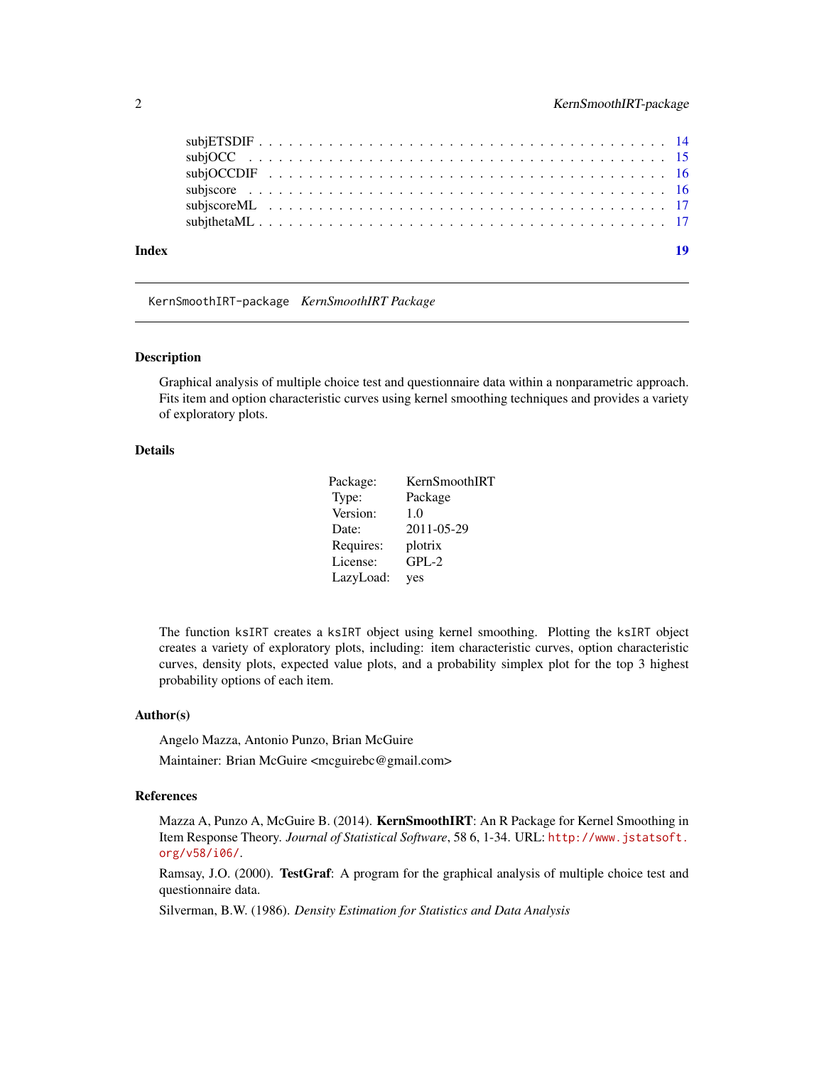subjETSDIF . . . . . . . . . . . . . . . . . . . . . . . . . . . . . . . . . . . . . . 14
subjOCC . . . . . . . . . . . . . . . . . . . . . . . . . . . . . . . . . . . . . . . 15
subjOCCDIF . . . . . . . . . . . . . . . . . . . . . . . . . . . . . . . . . . . . . 16
subjscore . . . . . . . . . . . . . . . . . . . . . . . . . . . . . . . . . . . . . . 16
subjscoreML . . . . . . . . . . . . . . . . . . . . . . . . . . . . . . . . . . . . . 17
subjthetaML . . . . . . . . . . . . . . . . . . . . . . . . . . . . . . . . . . . . . 17

**Index** **19**

---

KernSmoothIRT-package *KernSmoothIRT Package*

---

### Description

Graphical analysis of multiple choice test and questionnaire data within a nonparametric approach. Fits item and option characteristic curves using kernel smoothing techniques and provides a variety of exploratory plots.

### Details

| | |
|---|---|
| Package: | KernSmoothIRT |
| Type: | Package |
| Version: | 1.0 |
| Date: | 2011-05-29 |
| Requires: | plotrix |
| License: | GPL-2 |
| LazyLoad: | yes |

The function `ksIRT` creates a `ksIRT` object using kernel smoothing. Plotting the `ksIRT` object creates a variety of exploratory plots, including: item characteristic curves, option characteristic curves, density plots, expected value plots, and a probability simplex plot for the top 3 highest probability options of each item.

### Author(s)

Angelo Mazza, Antonio Punzo, Brian McGuire

Maintainer: Brian McGuire <mcguirebc@gmail.com>

### References

Mazza A, Punzo A, McGuire B. (2014). **KernSmoothIRT**: An R Package for Kernel Smoothing in Item Response Theory. *Journal of Statistical Software*, 58 6, 1-34. URL: http://www.jstatsoft.org/v58/i06/.

Ramsay, J.O. (2000). **TestGraf**: A program for the graphical analysis of multiple choice test and questionnaire data.

Silverman, B.W. (1986). *Density Estimation for Statistics and Data Analysis*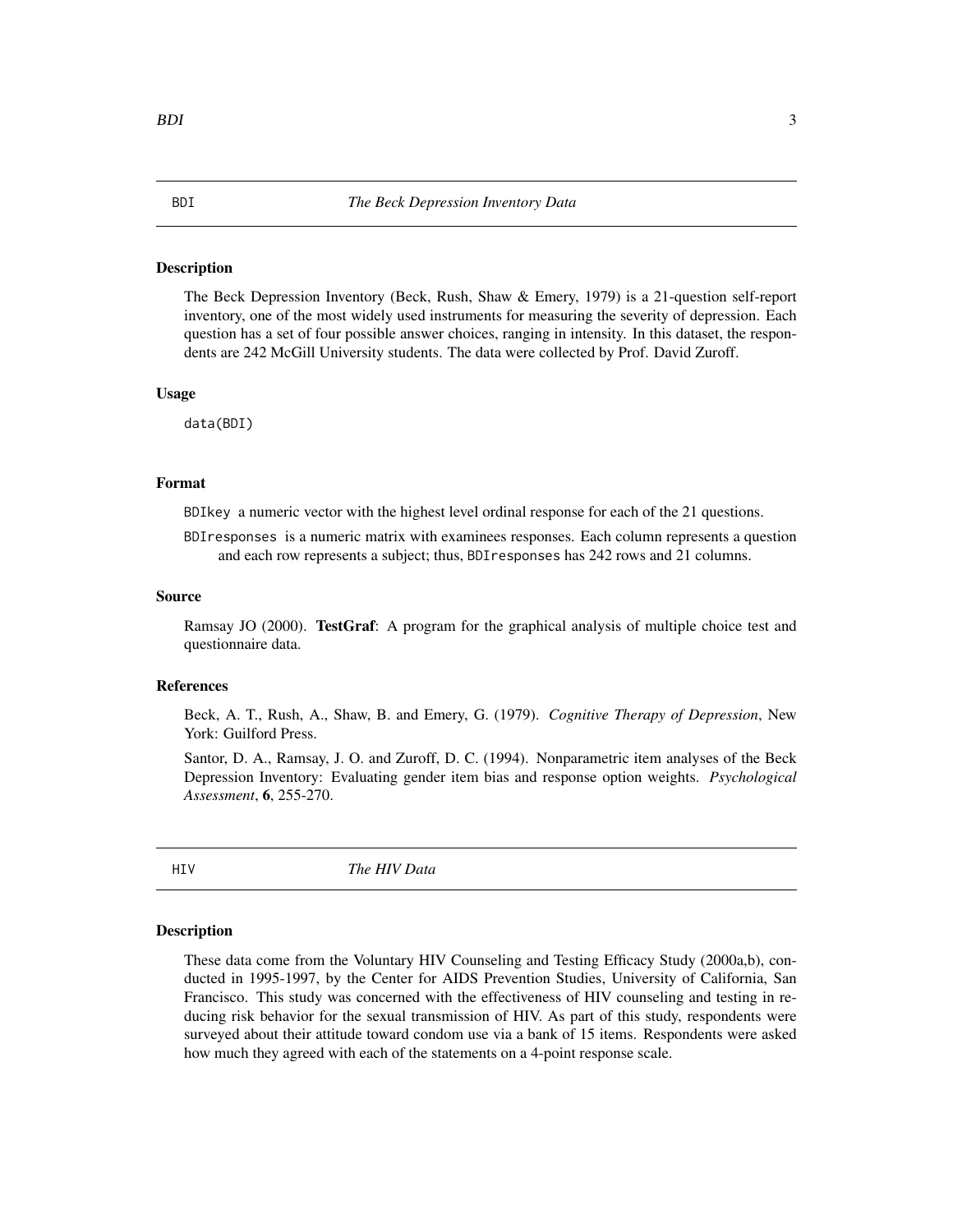## BDI — *The Beck Depression Inventory Data*

### Description

The Beck Depression Inventory (Beck, Rush, Shaw & Emery, 1979) is a 21-question self-report inventory, one of the most widely used instruments for measuring the severity of depression. Each question has a set of four possible answer choices, ranging in intensity. In this dataset, the respondents are 242 McGill University students. The data were collected by Prof. David Zuroff.

### Usage

```
data(BDI)
```

### Format

`BDIkey` a numeric vector with the highest level ordinal response for each of the 21 questions.

`BDIresponses` is a numeric matrix with examinees responses. Each column represents a question and each row represents a subject; thus, `BDIresponses` has 242 rows and 21 columns.

### Source

Ramsay JO (2000). **TestGraf**: A program for the graphical analysis of multiple choice test and questionnaire data.

### References

Beck, A. T., Rush, A., Shaw, B. and Emery, G. (1979). *Cognitive Therapy of Depression*, New York: Guilford Press.

Santor, D. A., Ramsay, J. O. and Zuroff, D. C. (1994). Nonparametric item analyses of the Beck Depression Inventory: Evaluating gender item bias and response option weights. *Psychological Assessment*, **6**, 255-270.

## HIV — *The HIV Data*

### Description

These data come from the Voluntary HIV Counseling and Testing Efficacy Study (2000a,b), conducted in 1995-1997, by the Center for AIDS Prevention Studies, University of California, San Francisco. This study was concerned with the effectiveness of HIV counseling and testing in reducing risk behavior for the sexual transmission of HIV. As part of this study, respondents were surveyed about their attitude toward condom use via a bank of 15 items. Respondents were asked how much they agreed with each of the statements on a 4-point response scale.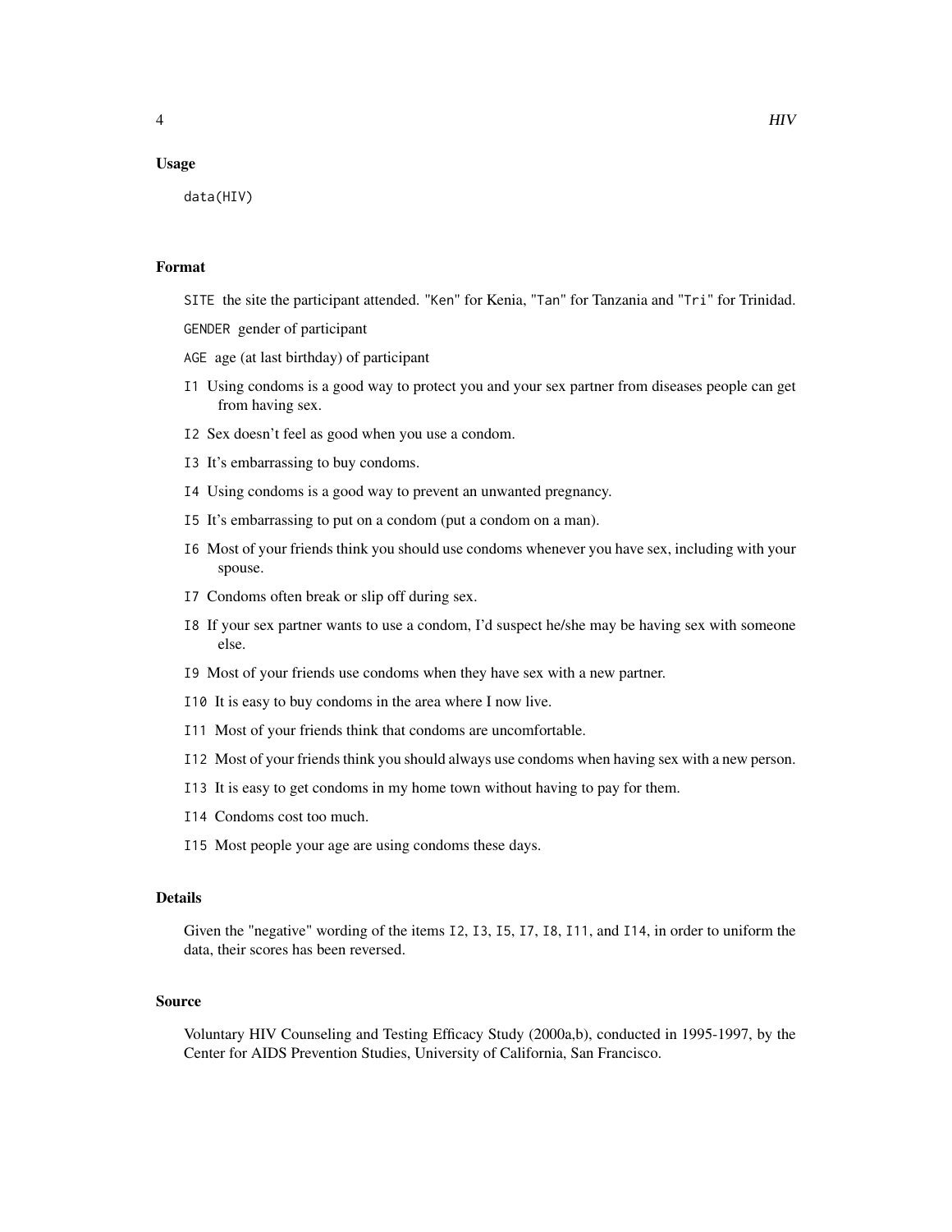### Usage

```
data(HIV)
```

### Format

SITE the site the participant attended. "Ken" for Kenia, "Tan" for Tanzania and "Tri" for Trinidad.

GENDER gender of participant

AGE age (at last birthday) of participant

I1 Using condoms is a good way to protect you and your sex partner from diseases people can get from having sex.

I2 Sex doesn't feel as good when you use a condom.

I3 It's embarrassing to buy condoms.

I4 Using condoms is a good way to prevent an unwanted pregnancy.

I5 It's embarrassing to put on a condom (put a condom on a man).

I6 Most of your friends think you should use condoms whenever you have sex, including with your spouse.

I7 Condoms often break or slip off during sex.

I8 If your sex partner wants to use a condom, I'd suspect he/she may be having sex with someone else.

I9 Most of your friends use condoms when they have sex with a new partner.

I10 It is easy to buy condoms in the area where I now live.

I11 Most of your friends think that condoms are uncomfortable.

I12 Most of your friends think you should always use condoms when having sex with a new person.

I13 It is easy to get condoms in my home town without having to pay for them.

I14 Condoms cost too much.

I15 Most people your age are using condoms these days.

### Details

Given the "negative" wording of the items I2, I3, I5, I7, I8, I11, and I14, in order to uniform the data, their scores has been reversed.

### Source

Voluntary HIV Counseling and Testing Efficacy Study (2000a,b), conducted in 1995-1997, by the Center for AIDS Prevention Studies, University of California, San Francisco.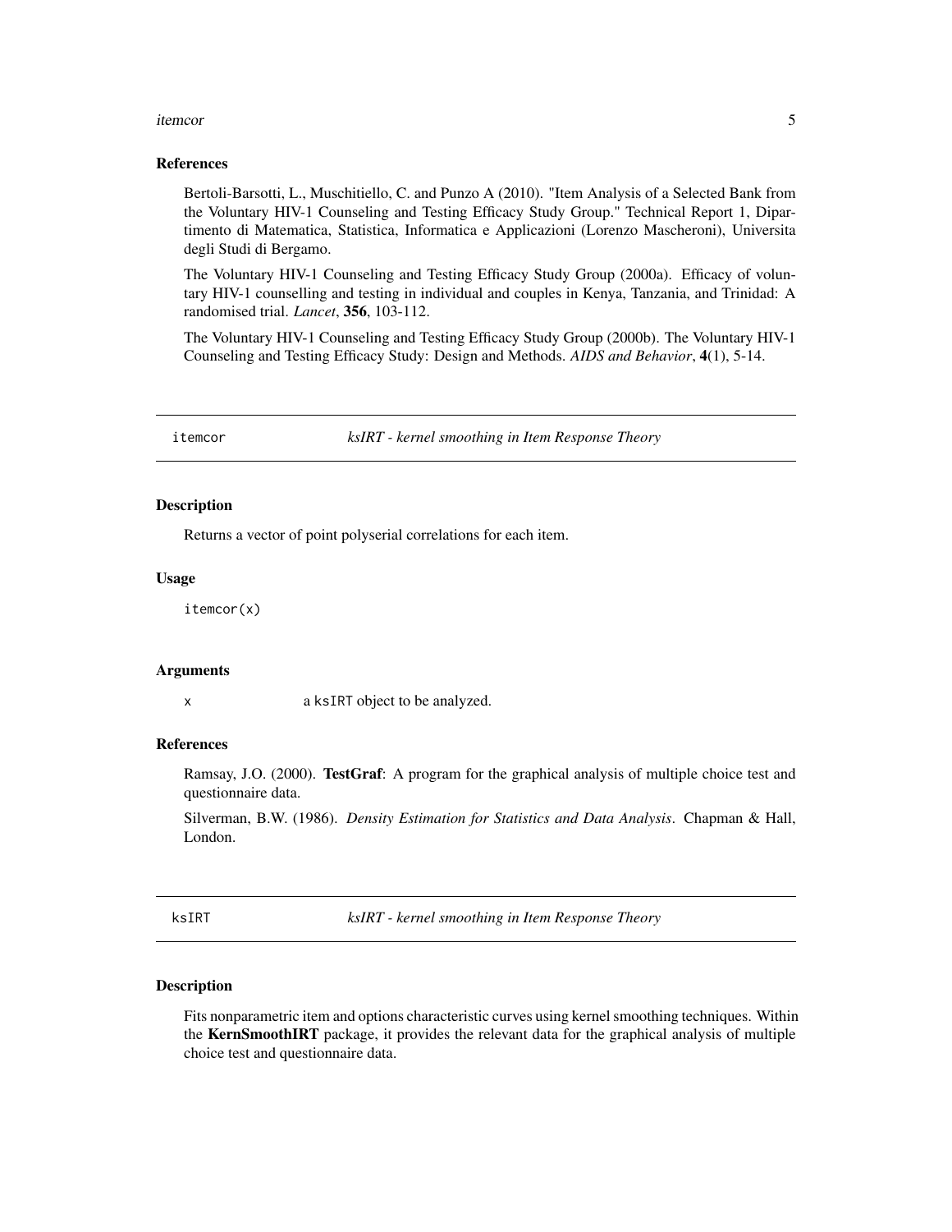### References

Bertoli-Barsotti, L., Muschitiello, C. and Punzo A (2010). "Item Analysis of a Selected Bank from the Voluntary HIV-1 Counseling and Testing Efficacy Study Group." Technical Report 1, Dipartimento di Matematica, Statistica, Informatica e Applicazioni (Lorenzo Mascheroni), Universita degli Studi di Bergamo.

The Voluntary HIV-1 Counseling and Testing Efficacy Study Group (2000a). Efficacy of voluntary HIV-1 counselling and testing in individual and couples in Kenya, Tanzania, and Trinidad: A randomised trial. *Lancet*, **356**, 103-112.

The Voluntary HIV-1 Counseling and Testing Efficacy Study Group (2000b). The Voluntary HIV-1 Counseling and Testing Efficacy Study: Design and Methods. *AIDS and Behavior*, **4**(1), 5-14.

---

## itemcor — *ksIRT - kernel smoothing in Item Response Theory*

### Description

Returns a vector of point polyserial correlations for each item.

### Usage

```
itemcor(x)
```

### Arguments

| | |
|---|---|
| x | a ksIRT object to be analyzed. |

### References

Ramsay, J.O. (2000). **TestGraf**: A program for the graphical analysis of multiple choice test and questionnaire data.

Silverman, B.W. (1986). *Density Estimation for Statistics and Data Analysis*. Chapman & Hall, London.

---

## ksIRT — *ksIRT - kernel smoothing in Item Response Theory*

### Description

Fits nonparametric item and options characteristic curves using kernel smoothing techniques. Within the **KernSmoothIRT** package, it provides the relevant data for the graphical analysis of multiple choice test and questionnaire data.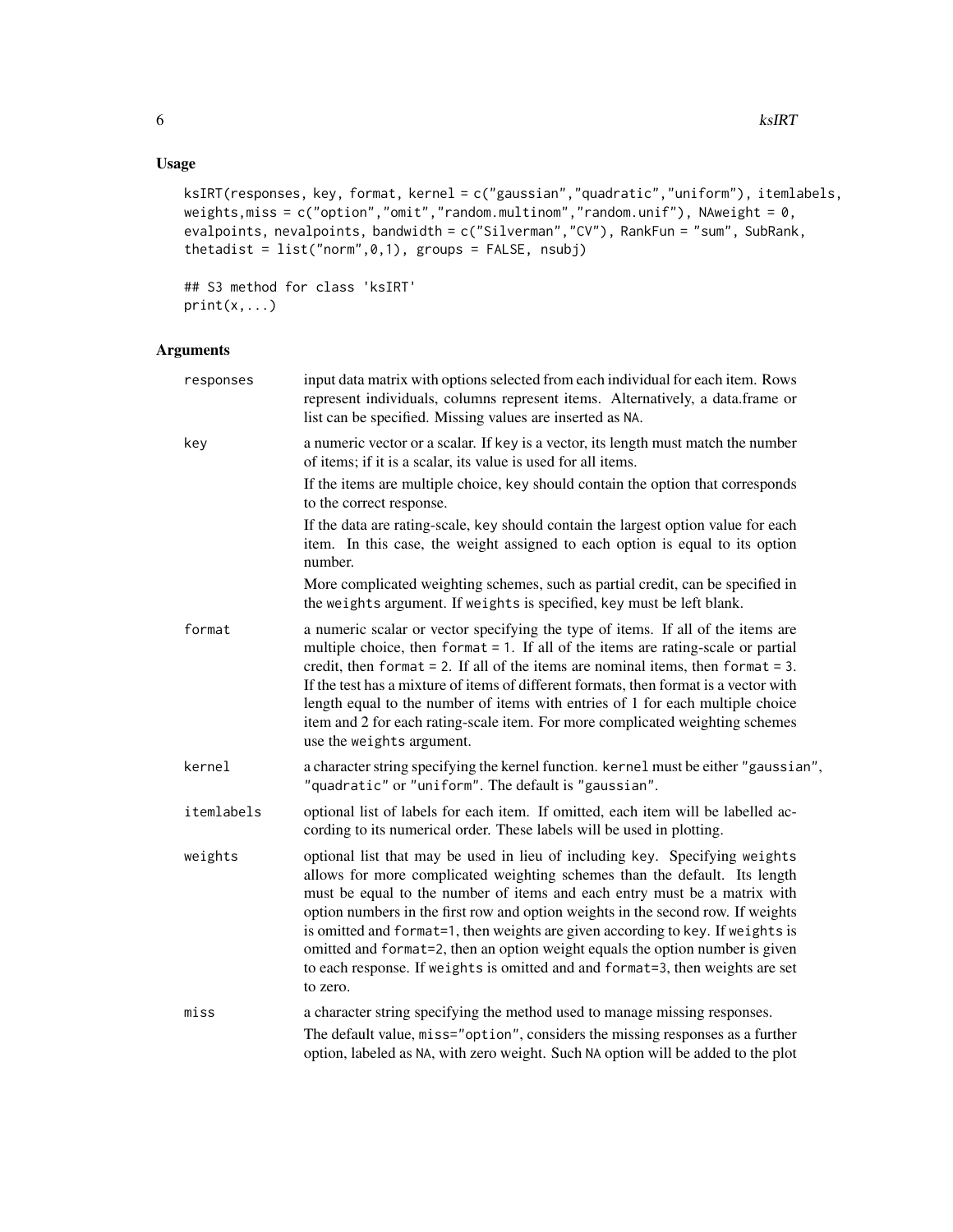## Usage

```
ksIRT(responses, key, format, kernel = c("gaussian","quadratic","uniform"), itemlabels,
weights,miss = c("option","omit","random.multinom","random.unif"), NAweight = 0,
evalpoints, nevalpoints, bandwidth = c("Silverman","CV"), RankFun = "sum", SubRank,
thetadist = list("norm",0,1), groups = FALSE, nsubj)

## S3 method for class 'ksIRT'
print(x,...)
```

## Arguments

| | |
|---|---|
| `responses` | input data matrix with options selected from each individual for each item. Rows represent individuals, columns represent items. Alternatively, a data.frame or list can be specified. Missing values are inserted as `NA`. |
| `key` | a numeric vector or a scalar. If key is a vector, its length must match the number of items; if it is a scalar, its value is used for all items. If the items are multiple choice, `key` should contain the option that corresponds to the correct response. If the data are rating-scale, key should contain the largest option value for each item. In this case, the weight assigned to each option is equal to its option number. More complicated weighting schemes, such as partial credit, can be specified in the `weights` argument. If `weights` is specified, `key` must be left blank. |
| `format` | a numeric scalar or vector specifying the type of items. If all of the items are multiple choice, then `format = 1`. If all of the items are rating-scale or partial credit, then `format = 2`. If all of the items are nominal items, then `format = 3`. If the test has a mixture of items of different formats, then format is a vector with length equal to the number of items with entries of 1 for each multiple choice item and 2 for each rating-scale item. For more complicated weighting schemes use the `weights` argument. |
| `kernel` | a character string specifying the kernel function. `kernel` must be either `"gaussian"`, `"quadratic"` or `"uniform"`. The default is `"gaussian"`. |
| `itemlabels` | optional list of labels for each item. If omitted, each item will be labelled according to its numerical order. These labels will be used in plotting. |
| `weights` | optional list that may be used in lieu of including `key`. Specifying `weights` allows for more complicated weighting schemes than the default. Its length must be equal to the number of items and each entry must be a matrix with option numbers in the first row and option weights in the second row. If weights is omitted and `format=1`, then weights are given according to key. If `weights` is omitted and `format=2`, then an option weight equals the option number is given to each response. If `weights` is omitted and and `format=3`, then weights are set to zero. |
| `miss` | a character string specifying the method used to manage missing responses. The default value, `miss="option"`, considers the missing responses as a further option, labeled as `NA`, with zero weight. Such `NA` option will be added to the plot |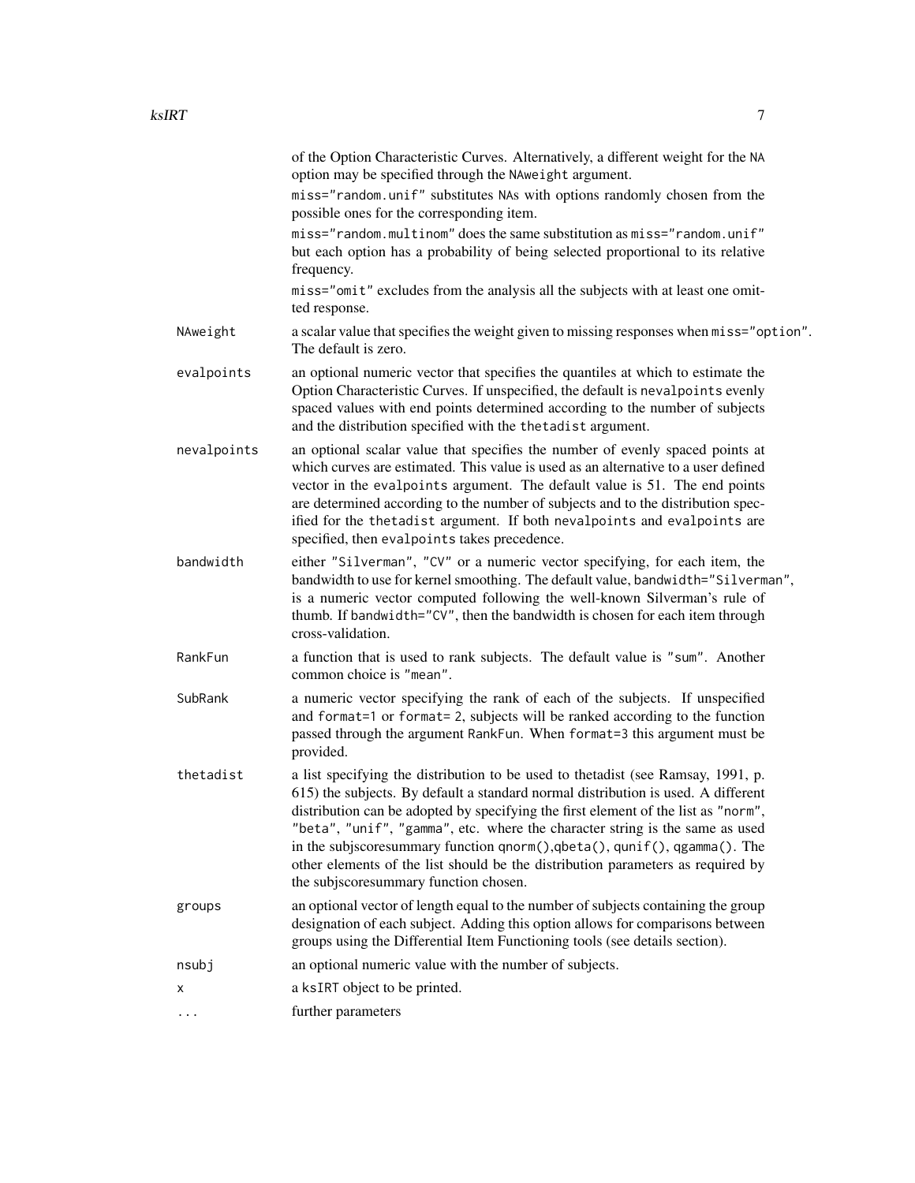of the Option Characteristic Curves. Alternatively, a different weight for the `NA` option may be specified through the `NAweight` argument.

`miss="random.unif"` substitutes `NA`s with options randomly chosen from the possible ones for the corresponding item.

`miss="random.multinom"` does the same substitution as `miss="random.unif"` but each option has a probability of being selected proportional to its relative frequency.

`miss="omit"` excludes from the analysis all the subjects with at least one omitted response.

**NAweight** a scalar value that specifies the weight given to missing responses when `miss="option"`. The default is zero.

**evalpoints** an optional numeric vector that specifies the quantiles at which to estimate the Option Characteristic Curves. If unspecified, the default is `nevalpoints` evenly spaced values with end points determined according to the number of subjects and the distribution specified with the `thetadist` argument.

**nevalpoints** an optional scalar value that specifies the number of evenly spaced points at which curves are estimated. This value is used as an alternative to a user defined vector in the `evalpoints` argument. The default value is 51. The end points are determined according to the number of subjects and to the distribution specified for the `thetadist` argument. If both `nevalpoints` and `evalpoints` are specified, then `evalpoints` takes precedence.

**bandwidth** either `"Silverman"`, `"CV"` or a numeric vector specifying, for each item, the bandwidth to use for kernel smoothing. The default value, `bandwidth="Silverman"`, is a numeric vector computed following the well-known Silverman's rule of thumb. If `bandwidth="CV"`, then the bandwidth is chosen for each item through cross-validation.

**RankFun** a function that is used to rank subjects. The default value is `"sum"`. Another common choice is `"mean"`.

**SubRank** a numeric vector specifying the rank of each of the subjects. If unspecified and `format=1` or `format= 2`, subjects will be ranked according to the function passed through the argument `RankFun`. When `format=3` this argument must be provided.

**thetadist** a list specifying the distribution to be used to thetadist (see Ramsay, 1991, p. 615) the subjects. By default a standard normal distribution is used. A different distribution can be adopted by specifying the first element of the list as `"norm"`, `"beta"`, `"unif"`, `"gamma"`, etc. where the character string is the same as used in the subjscoresummary function `qnorm()`,`qbeta()`, `qunif()`, `qgamma()`. The other elements of the list should be the distribution parameters as required by the subjscoresummary function chosen.

**groups** an optional vector of length equal to the number of subjects containing the group designation of each subject. Adding this option allows for comparisons between groups using the Differential Item Functioning tools (see details section).

**nsubj** an optional numeric value with the number of subjects.

**x** a `ksIRT` object to be printed.

**...** further parameters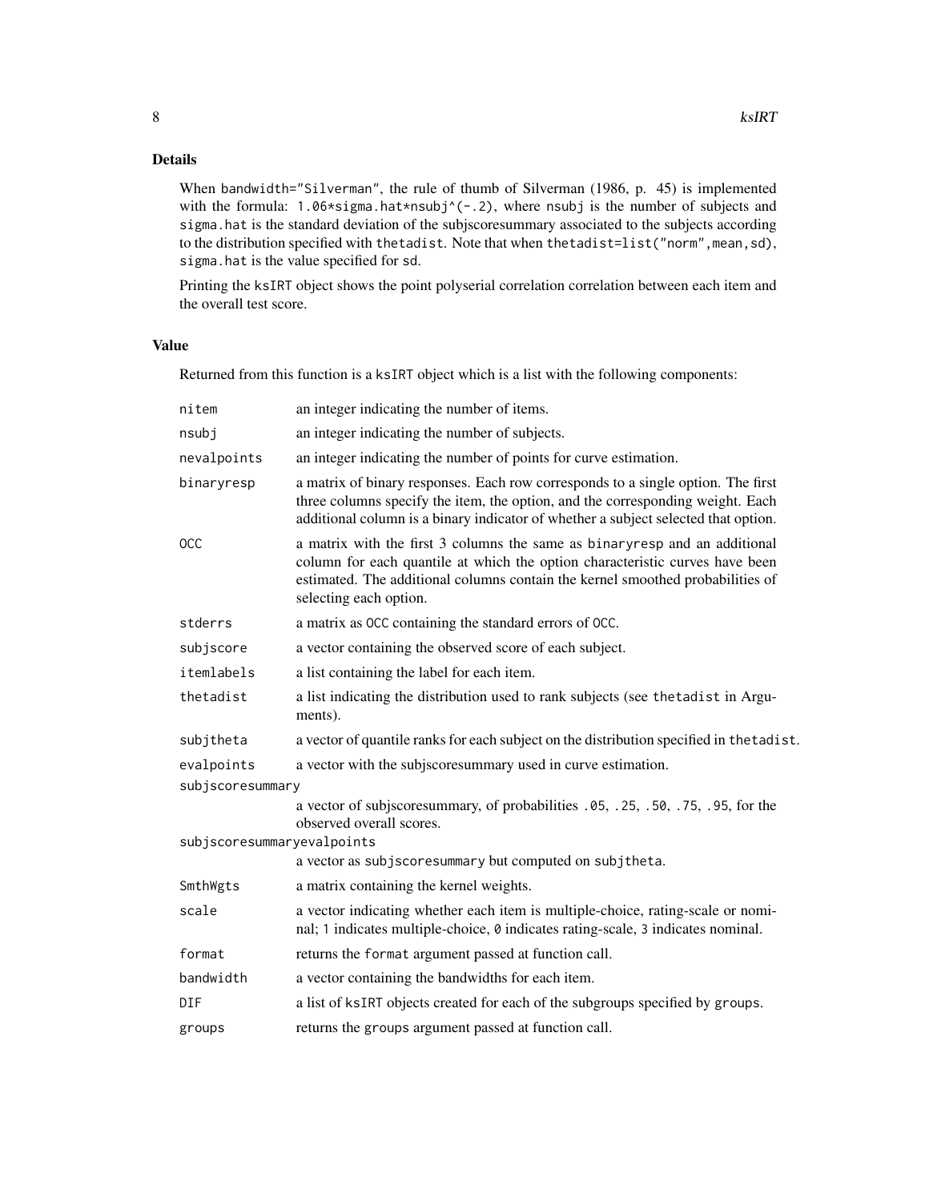## Details

When `bandwidth="Silverman"`, the rule of thumb of Silverman (1986, p. 45) is implemented with the formula: `1.06*sigma.hat*nsubj^(-.2)`, where `nsubj` is the number of subjects and `sigma.hat` is the standard deviation of the subjscoresummary associated to the subjects according to the distribution specified with `thetadist`. Note that when `thetadist=list("norm",mean,sd)`, `sigma.hat` is the value specified for `sd`.

Printing the `ksIRT` object shows the point polyserial correlation correlation between each item and the overall test score.

## Value

Returned from this function is a `ksIRT` object which is a list with the following components:

| | |
|---|---|
| `nitem` | an integer indicating the number of items. |
| `nsubj` | an integer indicating the number of subjects. |
| `nevalpoints` | an integer indicating the number of points for curve estimation. |
| `binaryresp` | a matrix of binary responses. Each row corresponds to a single option. The first three columns specify the item, the option, and the corresponding weight. Each additional column is a binary indicator of whether a subject selected that option. |
| `OCC` | a matrix with the first 3 columns the same as `binaryresp` and an additional column for each quantile at which the option characteristic curves have been estimated. The additional columns contain the kernel smoothed probabilities of selecting each option. |
| `stderrs` | a matrix as `OCC` containing the standard errors of `OCC`. |
| `subjscore` | a vector containing the observed score of each subject. |
| `itemlabels` | a list containing the label for each item. |
| `thetadist` | a list indicating the distribution used to rank subjects (see `thetadist` in Arguments). |
| `subjtheta` | a vector of quantile ranks for each subject on the distribution specified in `thetadist`. |
| `evalpoints` | a vector with the subjscoresummary used in curve estimation. |
| `subjscoresummary` | a vector of subjscoresummary, of probabilities `.05, .25, .50, .75, .95`, for the observed overall scores. |
| `subjscoresummaryevalpoints` | a vector as `subjscoresummary` but computed on `subjtheta`. |
| `SmthWgts` | a matrix containing the kernel weights. |
| `scale` | a vector indicating whether each item is multiple-choice, rating-scale or nominal; `1` indicates multiple-choice, `0` indicates rating-scale, `3` indicates nominal. |
| `format` | returns the `format` argument passed at function call. |
| `bandwidth` | a vector containing the bandwidths for each item. |
| `DIF` | a list of `ksIRT` objects created for each of the subgroups specified by `groups`. |
| `groups` | returns the `groups` argument passed at function call. |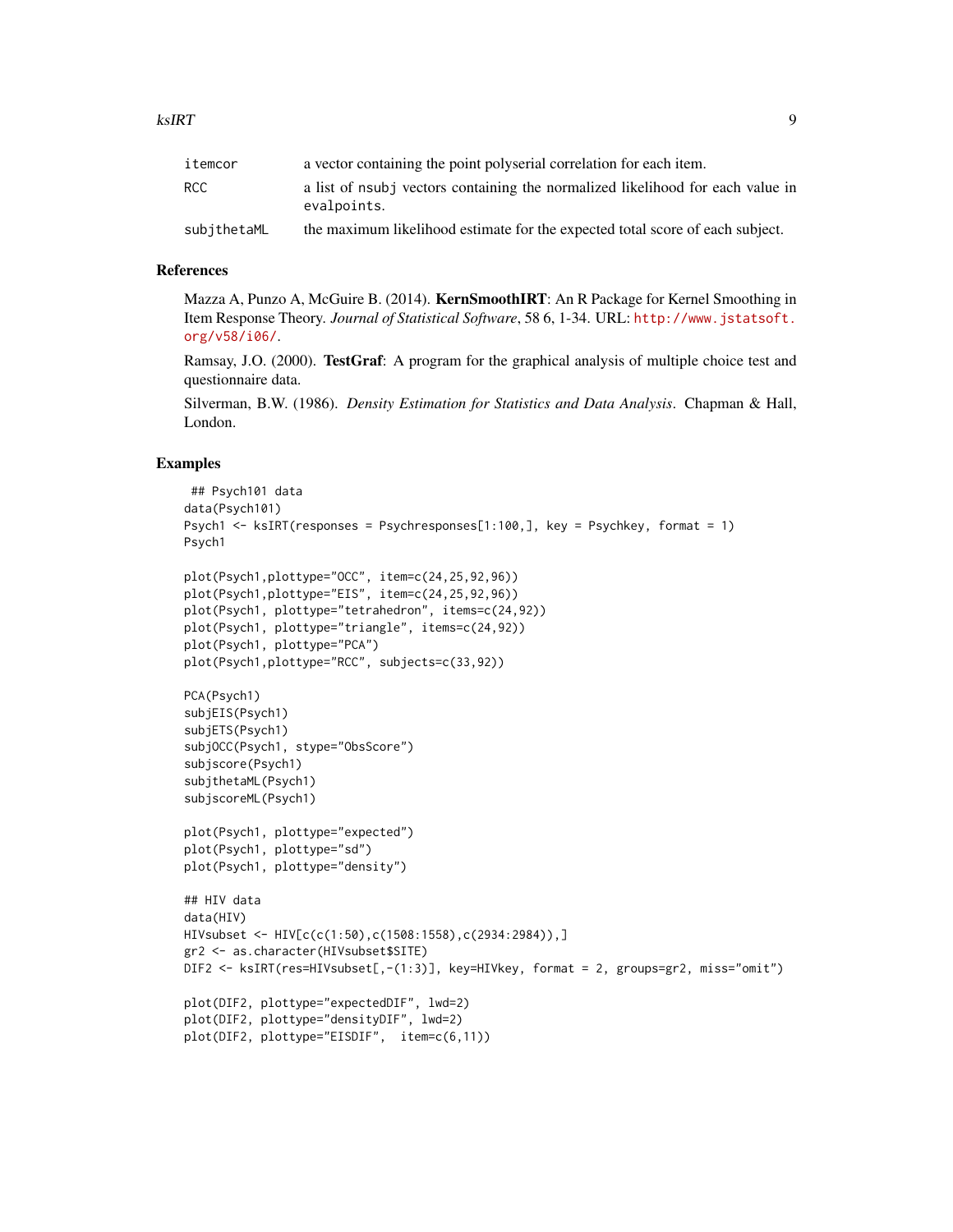| | |
|---|---|
| itemcor | a vector containing the point polyserial correlation for each item. |
| RCC | a list of nsubj vectors containing the normalized likelihood for each value in evalpoints. |
| subjthetaML | the maximum likelihood estimate for the expected total score of each subject. |

## References

Mazza A, Punzo A, McGuire B. (2014). **KernSmoothIRT**: An R Package for Kernel Smoothing in Item Response Theory. *Journal of Statistical Software*, 58 6, 1-34. URL: http://www.jstatsoft.org/v58/i06/.

Ramsay, J.O. (2000). **TestGraf**: A program for the graphical analysis of multiple choice test and questionnaire data.

Silverman, B.W. (1986). *Density Estimation for Statistics and Data Analysis*. Chapman & Hall, London.

## Examples

```
 ## Psych101 data
data(Psych101)
Psych1 <- ksIRT(responses = Psychresponses[1:100,], key = Psychkey, format = 1)
Psych1

plot(Psych1,plottype="OCC", item=c(24,25,92,96))
plot(Psych1,plottype="EIS", item=c(24,25,92,96))
plot(Psych1, plottype="tetrahedron", items=c(24,92))
plot(Psych1, plottype="triangle", items=c(24,92))
plot(Psych1, plottype="PCA")
plot(Psych1,plottype="RCC", subjects=c(33,92))

PCA(Psych1)
subjEIS(Psych1)
subjETS(Psych1)
subjOCC(Psych1, stype="ObsScore")
subjscore(Psych1)
subjthetaML(Psych1)
subjscoreML(Psych1)

plot(Psych1, plottype="expected")
plot(Psych1, plottype="sd")
plot(Psych1, plottype="density")

## HIV data
data(HIV)
HIVsubset <- HIV[c(c(1:50),c(1508:1558),c(2934:2984)),]
gr2 <- as.character(HIVsubset$SITE)
DIF2 <- ksIRT(res=HIVsubset[,-(1:3)], key=HIVkey, format = 2, groups=gr2, miss="omit")

plot(DIF2, plottype="expectedDIF", lwd=2)
plot(DIF2, plottype="densityDIF", lwd=2)
plot(DIF2, plottype="EISDIF",  item=c(6,11))
```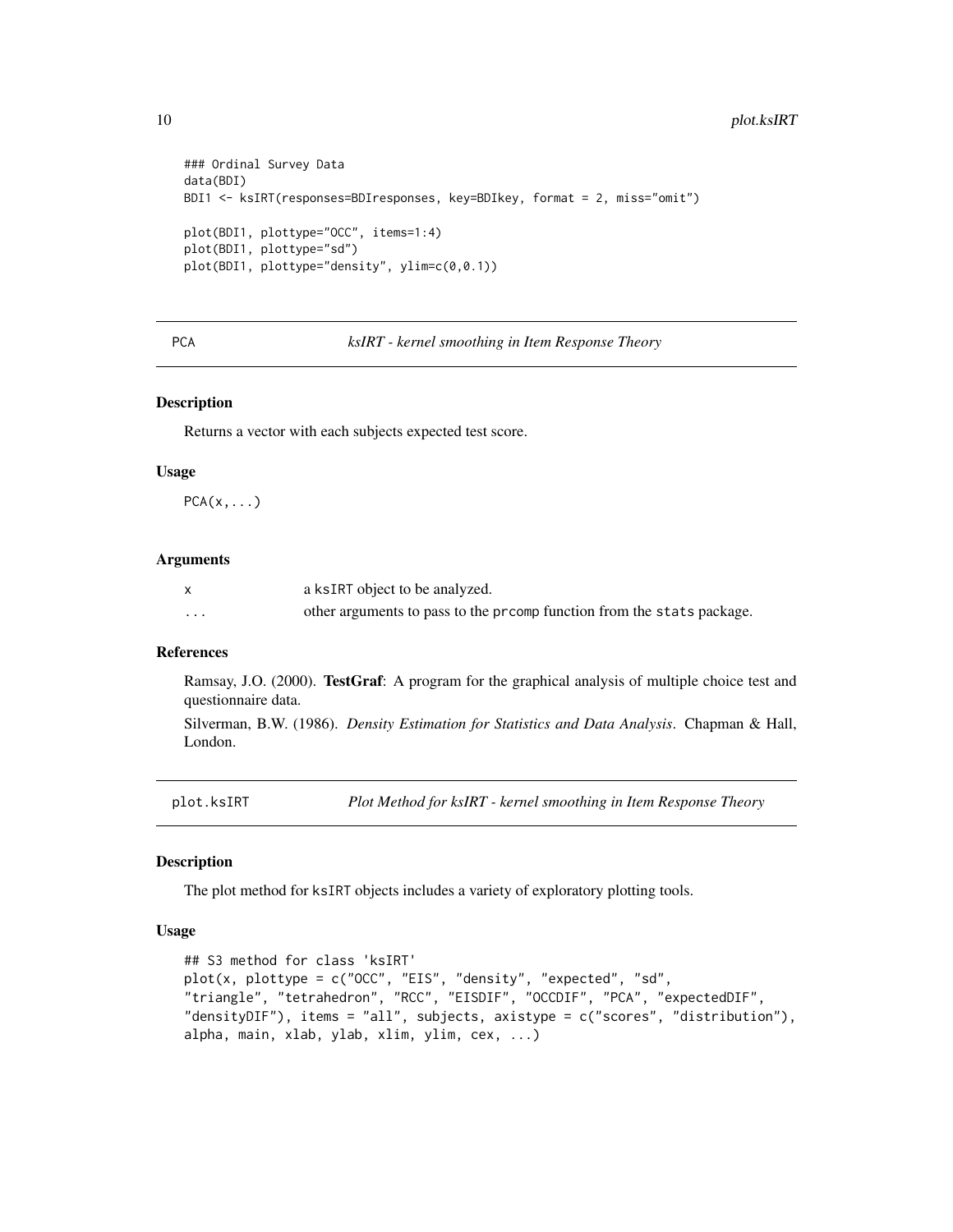```
### Ordinal Survey Data
data(BDI)
BDI1 <- ksIRT(responses=BDIresponses, key=BDIkey, format = 2, miss="omit")

plot(BDI1, plottype="OCC", items=1:4)
plot(BDI1, plottype="sd")
plot(BDI1, plottype="density", ylim=c(0,0.1))
```

---

## PCA — *ksIRT - kernel smoothing in Item Response Theory*

### Description

Returns a vector with each subjects expected test score.

### Usage

```
PCA(x,...)
```

### Arguments

| | |
|---|---|
| `x` | a `ksIRT` object to be analyzed. |
| `...` | other arguments to pass to the `prcomp` function from the `stats` package. |

### References

Ramsay, J.O. (2000). **TestGraf**: A program for the graphical analysis of multiple choice test and questionnaire data.

Silverman, B.W. (1986). *Density Estimation for Statistics and Data Analysis*. Chapman & Hall, London.

---

## plot.ksIRT — *Plot Method for ksIRT - kernel smoothing in Item Response Theory*

### Description

The plot method for `ksIRT` objects includes a variety of exploratory plotting tools.

### Usage

```
## S3 method for class 'ksIRT'
plot(x, plottype = c("OCC", "EIS", "density", "expected", "sd",
"triangle", "tetrahedron", "RCC", "EISDIF", "OCCDIF", "PCA", "expectedDIF",
"densityDIF"), items = "all", subjects, axistype = c("scores", "distribution"),
alpha, main, xlab, ylab, xlim, ylim, cex, ...)
```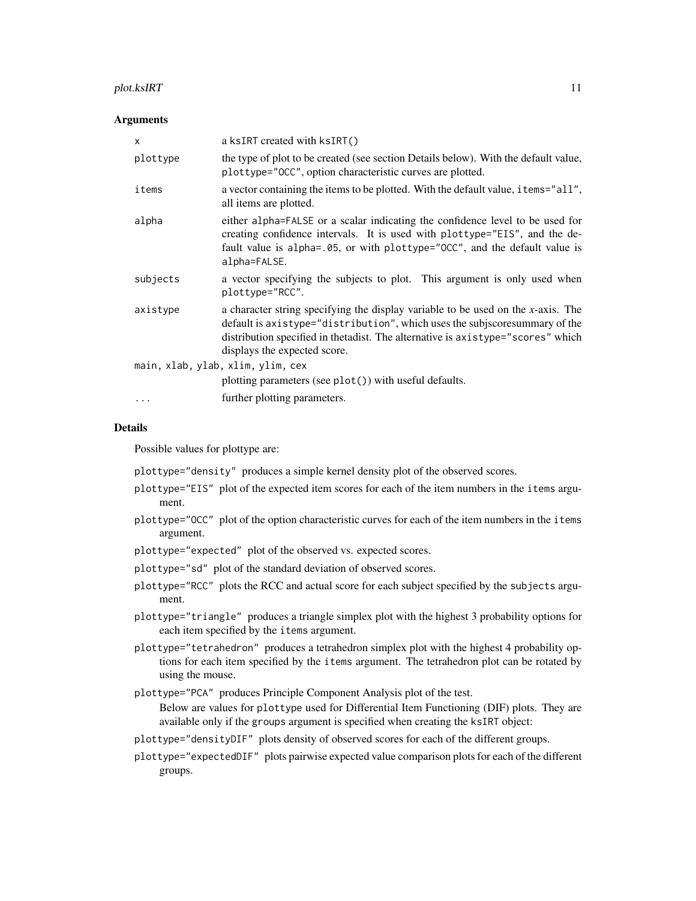### Arguments

| | |
|---|---|
| x | a ksIRT created with ksIRT() |
| plottype | the type of plot to be created (see section Details below). With the default value, plottype="OCC", option characteristic curves are plotted. |
| items | a vector containing the items to be plotted. With the default value, items="all", all items are plotted. |
| alpha | either alpha=FALSE or a scalar indicating the confidence level to be used for creating confidence intervals. It is used with plottype="EIS", and the default value is alpha=.05, or with plottype="OCC", and the default value is alpha=FALSE. |
| subjects | a vector specifying the subjects to plot. This argument is only used when plottype="RCC". |
| axistype | a character string specifying the display variable to be used on the *x*-axis. The default is axistype="distribution", which uses the subjscoresummary of the distribution specified in thetadist. The alternative is axistype="scores" which displays the expected score. |
| main, xlab, ylab, xlim, ylim, cex | plotting parameters (see plot()) with useful defaults. |
| ... | further plotting parameters. |

### Details

Possible values for plottype are:

- plottype="density" produces a simple kernel density plot of the observed scores.
- plottype="EIS" plot of the expected item scores for each of the item numbers in the items argument.
- plottype="OCC" plot of the option characteristic curves for each of the item numbers in the items argument.
- plottype="expected" plot of the observed vs. expected scores.
- plottype="sd" plot of the standard deviation of observed scores.
- plottype="RCC" plots the RCC and actual score for each subject specified by the subjects argument.
- plottype="triangle" produces a triangle simplex plot with the highest 3 probability options for each item specified by the items argument.
- plottype="tetrahedron" produces a tetrahedron simplex plot with the highest 4 probability options for each item specified by the items argument. The tetrahedron plot can be rotated by using the mouse.
- plottype="PCA" produces Principle Component Analysis plot of the test.

  Below are values for plottype used for Differential Item Functioning (DIF) plots. They are available only if the groups argument is specified when creating the ksIRT object:

- plottype="densityDIF" plots density of observed scores for each of the different groups.
- plottype="expectedDIF" plots pairwise expected value comparison plots for each of the different groups.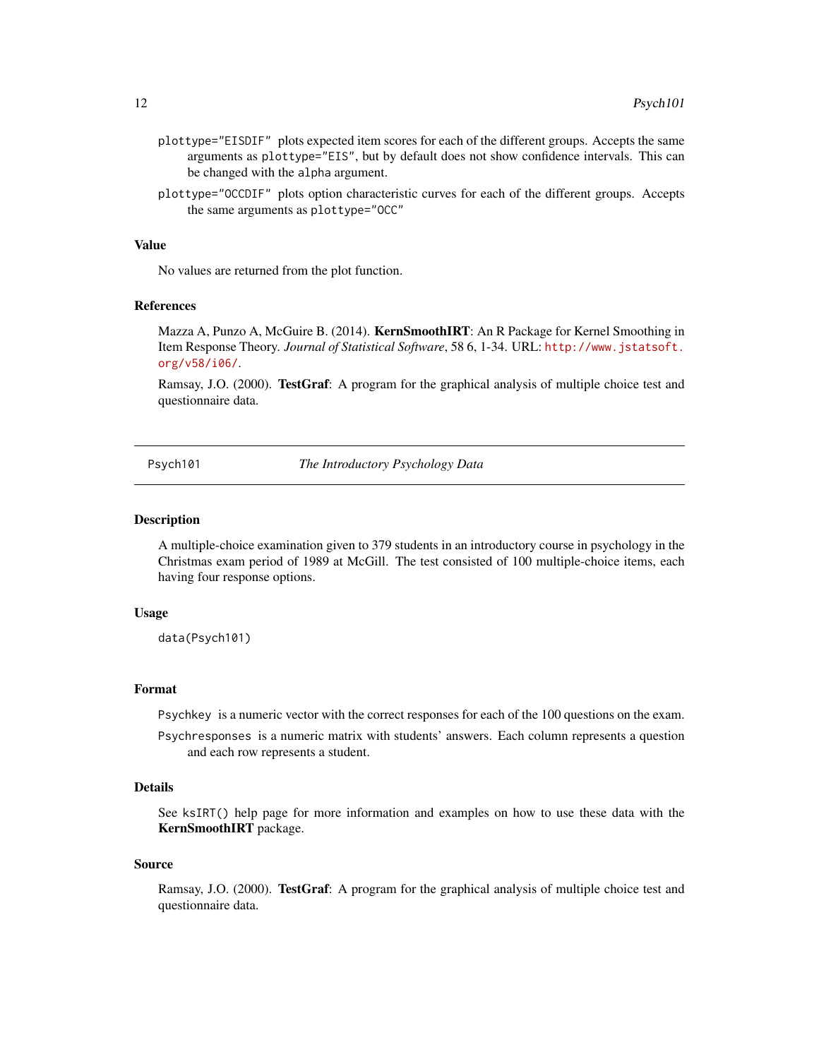plottype="EISDIF" plots expected item scores for each of the different groups. Accepts the same arguments as plottype="EIS", but by default does not show confidence intervals. This can be changed with the alpha argument.

plottype="OCCDIF" plots option characteristic curves for each of the different groups. Accepts the same arguments as plottype="OCC"

### Value

No values are returned from the plot function.

### References

Mazza A, Punzo A, McGuire B. (2014). **KernSmoothIRT**: An R Package for Kernel Smoothing in Item Response Theory. *Journal of Statistical Software*, 58 6, 1-34. URL: http://www.jstatsoft.org/v58/i06/.

Ramsay, J.O. (2000). **TestGraf**: A program for the graphical analysis of multiple choice test and questionnaire data.

---

## Psych101 — *The Introductory Psychology Data*

### Description

A multiple-choice examination given to 379 students in an introductory course in psychology in the Christmas exam period of 1989 at McGill. The test consisted of 100 multiple-choice items, each having four response options.

### Usage

```
data(Psych101)
```

### Format

Psychkey is a numeric vector with the correct responses for each of the 100 questions on the exam.

Psychresponses is a numeric matrix with students' answers. Each column represents a question and each row represents a student.

### Details

See ksIRT() help page for more information and examples on how to use these data with the **KernSmoothIRT** package.

### Source

Ramsay, J.O. (2000). **TestGraf**: A program for the graphical analysis of multiple choice test and questionnaire data.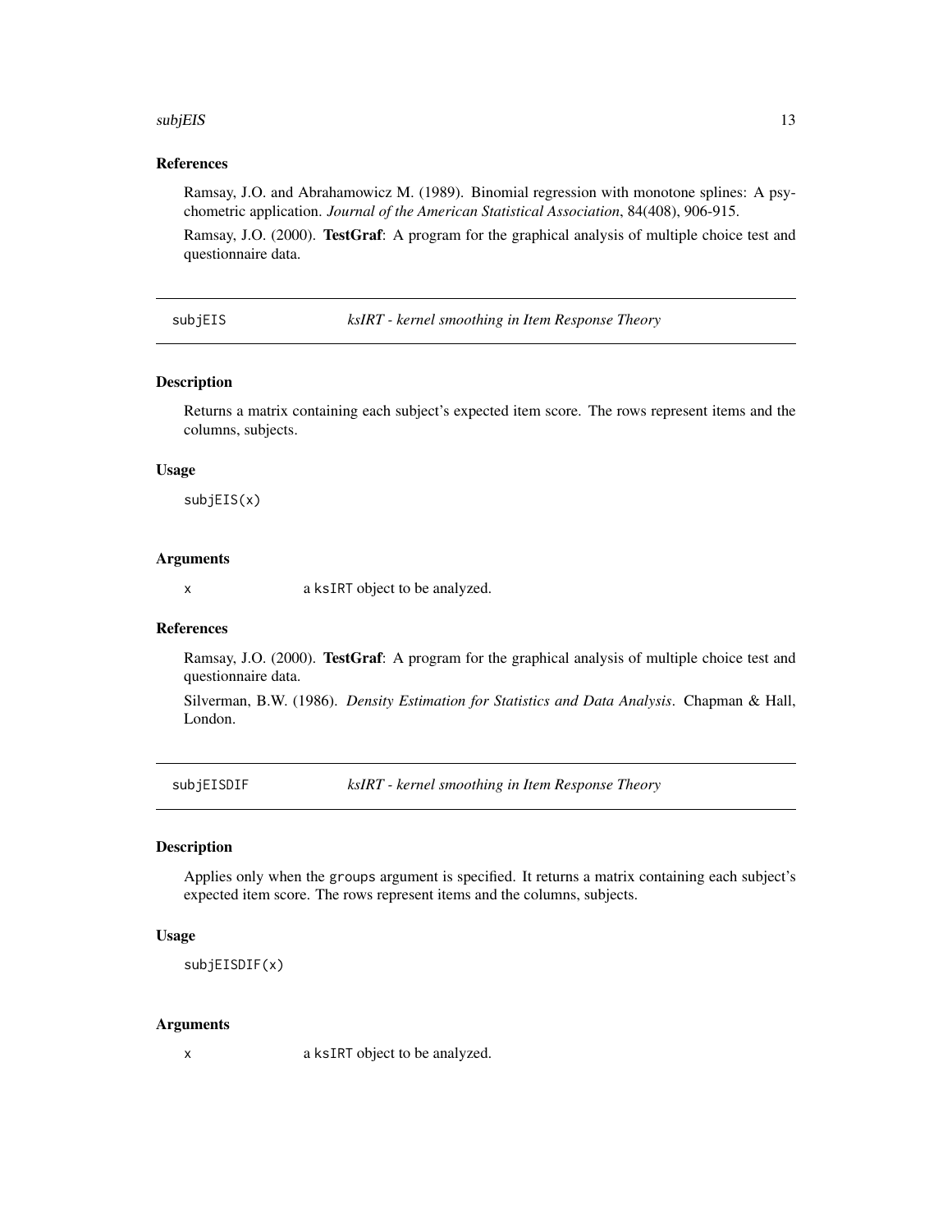### References

Ramsay, J.O. and Abrahamowicz M. (1989). Binomial regression with monotone splines: A psychometric application. *Journal of the American Statistical Association*, 84(408), 906-915.

Ramsay, J.O. (2000). **TestGraf**: A program for the graphical analysis of multiple choice test and questionnaire data.

---

## subjEIS — *ksIRT - kernel smoothing in Item Response Theory*

### Description

Returns a matrix containing each subject's expected item score. The rows represent items and the columns, subjects.

### Usage

```
subjEIS(x)
```

### Arguments

`x` a ksIRT object to be analyzed.

### References

Ramsay, J.O. (2000). **TestGraf**: A program for the graphical analysis of multiple choice test and questionnaire data.

Silverman, B.W. (1986). *Density Estimation for Statistics and Data Analysis*. Chapman & Hall, London.

---

## subjEISDIF — *ksIRT - kernel smoothing in Item Response Theory*

### Description

Applies only when the `groups` argument is specified. It returns a matrix containing each subject's expected item score. The rows represent items and the columns, subjects.

### Usage

```
subjEISDIF(x)
```

### Arguments

`x` a ksIRT object to be analyzed.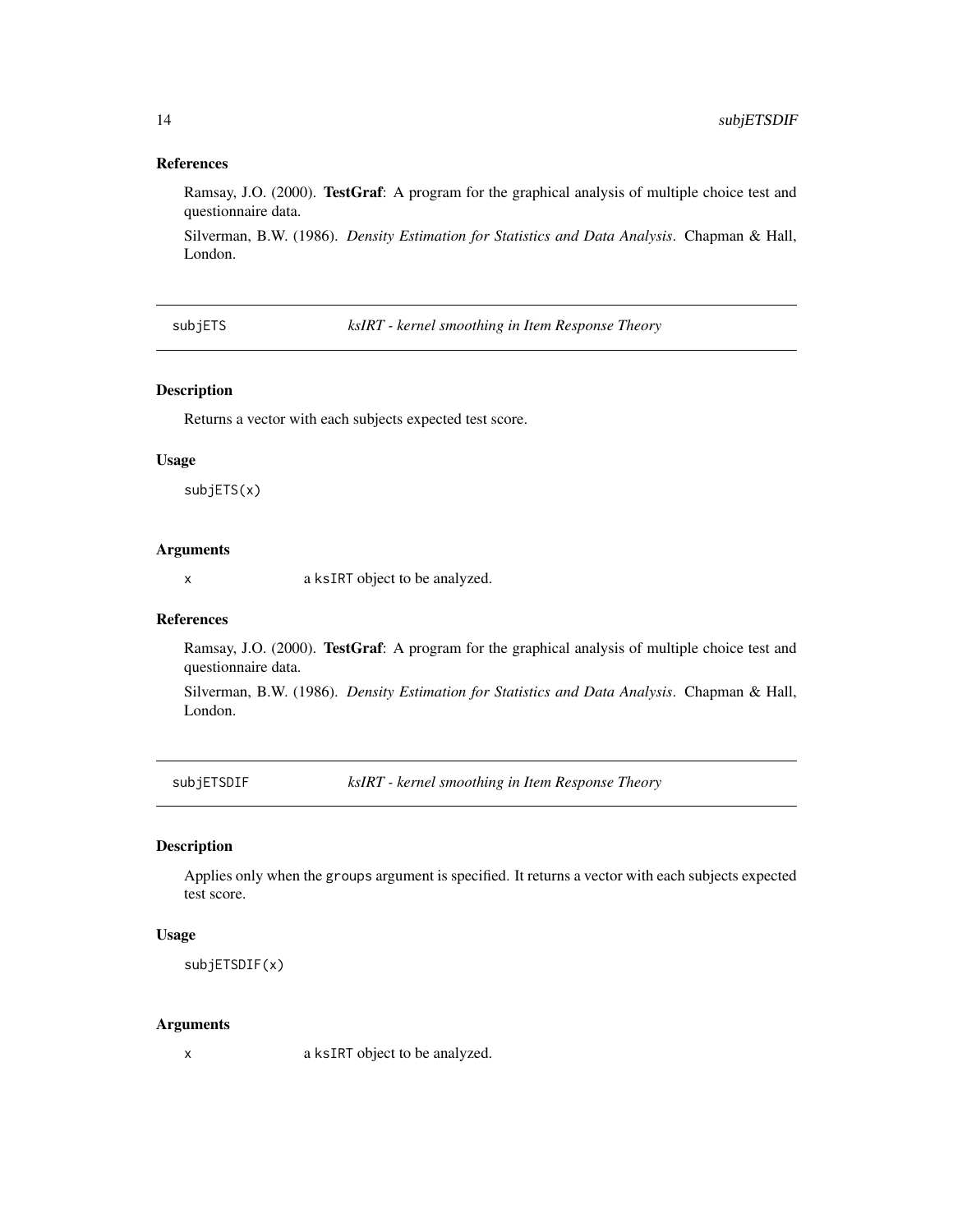### References

Ramsay, J.O. (2000). **TestGraf**: A program for the graphical analysis of multiple choice test and questionnaire data.

Silverman, B.W. (1986). *Density Estimation for Statistics and Data Analysis*. Chapman & Hall, London.

## subjETS — *ksIRT - kernel smoothing in Item Response Theory*

### Description

Returns a vector with each subjects expected test score.

### Usage

```
subjETS(x)
```

### Arguments

| | |
|---|---|
| `x` | a `ksIRT` object to be analyzed. |

### References

Ramsay, J.O. (2000). **TestGraf**: A program for the graphical analysis of multiple choice test and questionnaire data.

Silverman, B.W. (1986). *Density Estimation for Statistics and Data Analysis*. Chapman & Hall, London.

## subjETSDIF — *ksIRT - kernel smoothing in Item Response Theory*

### Description

Applies only when the `groups` argument is specified. It returns a vector with each subjects expected test score.

### Usage

```
subjETSDIF(x)
```

### Arguments

| | |
|---|---|
| `x` | a `ksIRT` object to be analyzed. |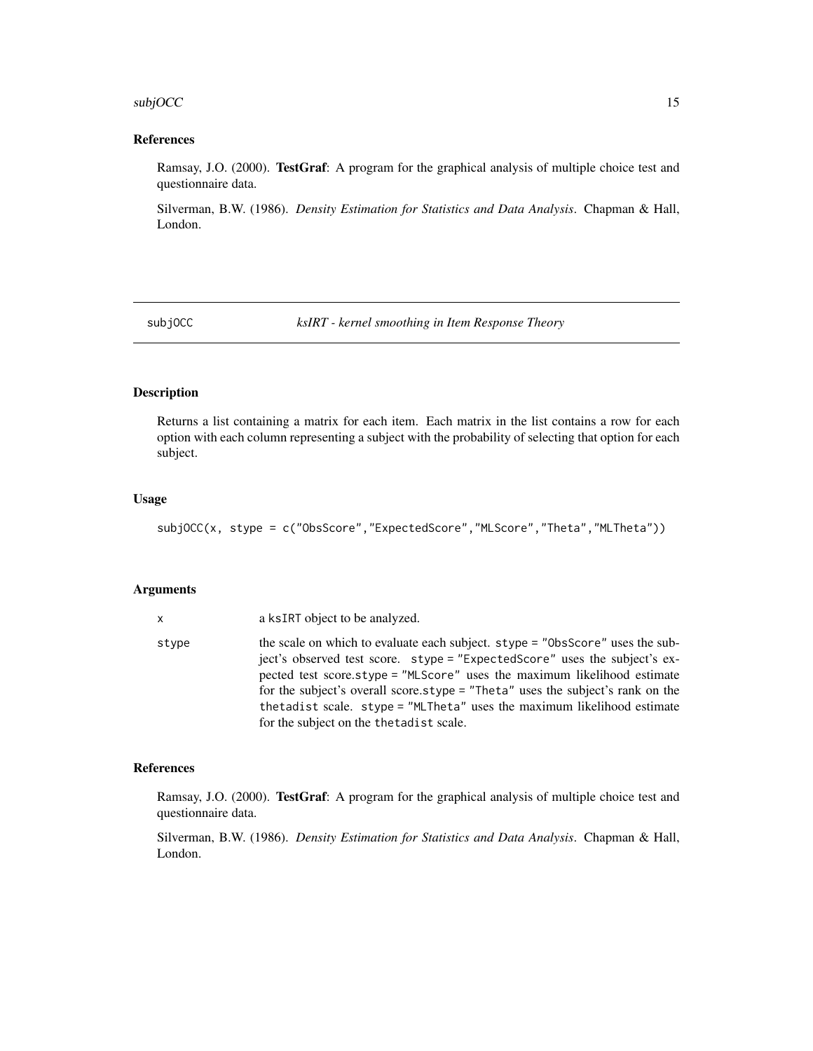## References

Ramsay, J.O. (2000). **TestGraf**: A program for the graphical analysis of multiple choice test and questionnaire data.

Silverman, B.W. (1986). *Density Estimation for Statistics and Data Analysis*. Chapman & Hall, London.

---

# subjOCC — *ksIRT - kernel smoothing in Item Response Theory*

---

## Description

Returns a list containing a matrix for each item. Each matrix in the list contains a row for each option with each column representing a subject with the probability of selecting that option for each subject.

## Usage

```
subjOCC(x, stype = c("ObsScore","ExpectedScore","MLScore","Theta","MLTheta"))
```

## Arguments

| | |
|---|---|
| x | a ksIRT object to be analyzed. |
| stype | the scale on which to evaluate each subject. stype = "ObsScore" uses the subject's observed test score. stype = "ExpectedScore" uses the subject's expected test score.stype = "MLScore" uses the maximum likelihood estimate for the subject's overall score.stype = "Theta" uses the subject's rank on the thetadist scale. stype = "MLTheta" uses the maximum likelihood estimate for the subject on the thetadist scale. |

## References

Ramsay, J.O. (2000). **TestGraf**: A program for the graphical analysis of multiple choice test and questionnaire data.

Silverman, B.W. (1986). *Density Estimation for Statistics and Data Analysis*. Chapman & Hall, London.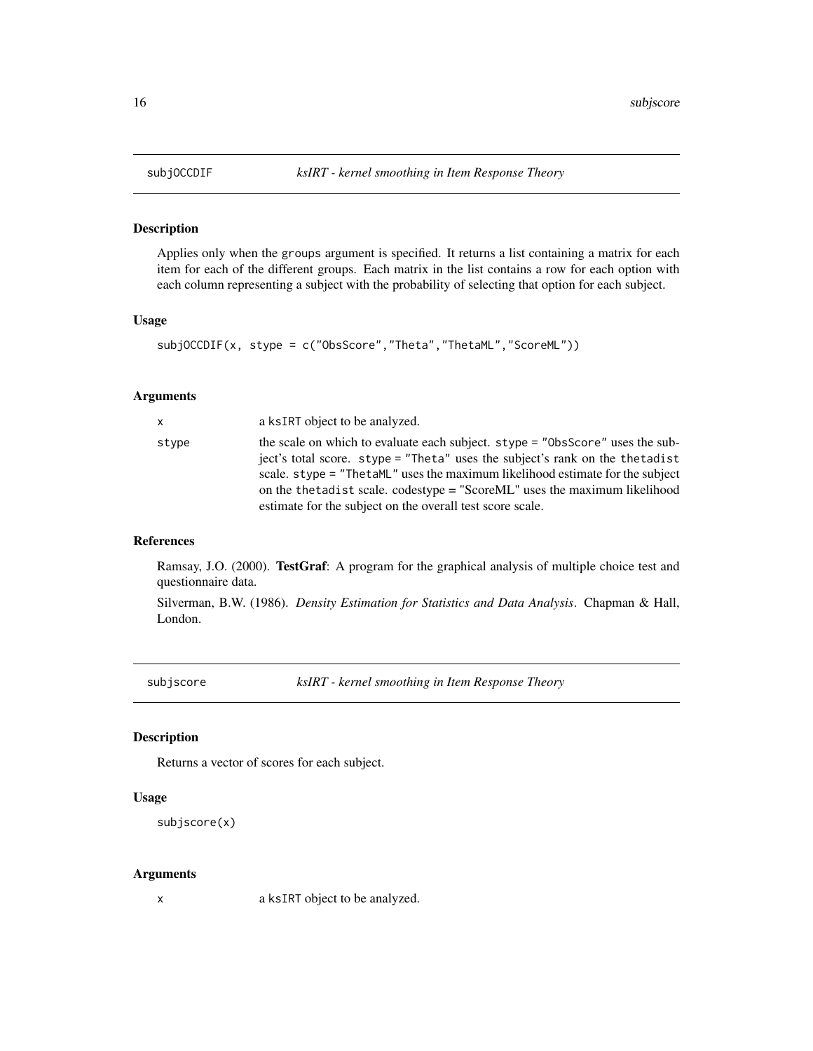## subjOCCDIF *ksIRT - kernel smoothing in Item Response Theory*

### Description

Applies only when the groups argument is specified. It returns a list containing a matrix for each item for each of the different groups. Each matrix in the list contains a row for each option with each column representing a subject with the probability of selecting that option for each subject.

### Usage

```
subjOCCDIF(x, stype = c("ObsScore","Theta","ThetaML","ScoreML"))
```

### Arguments

| | |
|---|---|
| x | a ksIRT object to be analyzed. |
| stype | the scale on which to evaluate each subject. stype = "ObsScore" uses the subject's total score. stype = "Theta" uses the subject's rank on the thetadist scale. stype = "ThetaML" uses the maximum likelihood estimate for the subject on the thetadist scale. codestype = "ScoreML" uses the maximum likelihood estimate for the subject on the overall test score scale. |

### References

Ramsay, J.O. (2000). **TestGraf**: A program for the graphical analysis of multiple choice test and questionnaire data.

Silverman, B.W. (1986). *Density Estimation for Statistics and Data Analysis*. Chapman & Hall, London.

## subjscore *ksIRT - kernel smoothing in Item Response Theory*

### Description

Returns a vector of scores for each subject.

### Usage

```
subjscore(x)
```

### Arguments

| | |
|---|---|
| x | a ksIRT object to be analyzed. |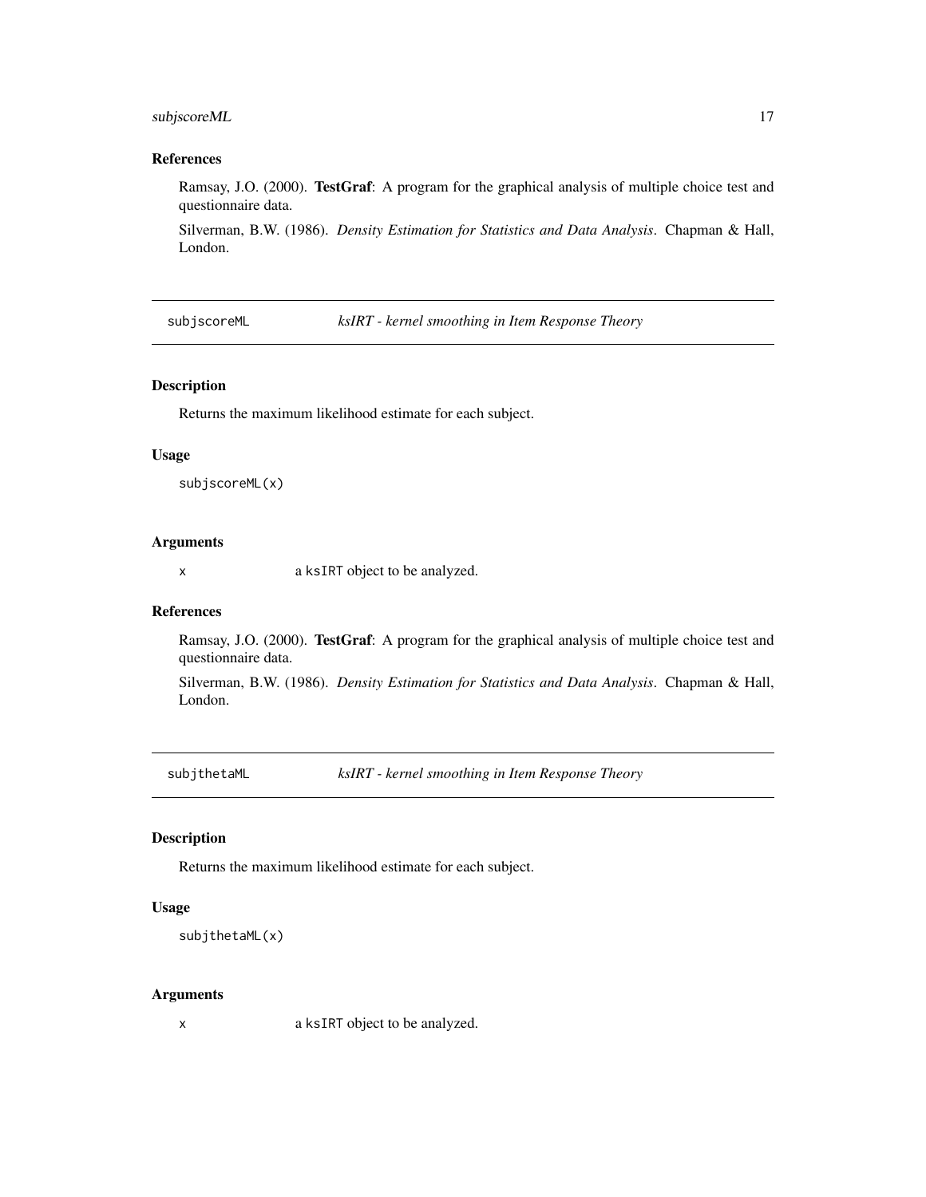### References

Ramsay, J.O. (2000). **TestGraf**: A program for the graphical analysis of multiple choice test and questionnaire data.

Silverman, B.W. (1986). *Density Estimation for Statistics and Data Analysis*. Chapman & Hall, London.

---

## subjscoreML — *ksIRT - kernel smoothing in Item Response Theory*

### Description

Returns the maximum likelihood estimate for each subject.

### Usage

```
subjscoreML(x)
```

### Arguments

| | |
|---|---|
| `x` | a `ksIRT` object to be analyzed. |

### References

Ramsay, J.O. (2000). **TestGraf**: A program for the graphical analysis of multiple choice test and questionnaire data.

Silverman, B.W. (1986). *Density Estimation for Statistics and Data Analysis*. Chapman & Hall, London.

---

## subjthetaML — *ksIRT - kernel smoothing in Item Response Theory*

### Description

Returns the maximum likelihood estimate for each subject.

### Usage

```
subjthetaML(x)
```

### Arguments

| | |
|---|---|
| `x` | a `ksIRT` object to be analyzed. |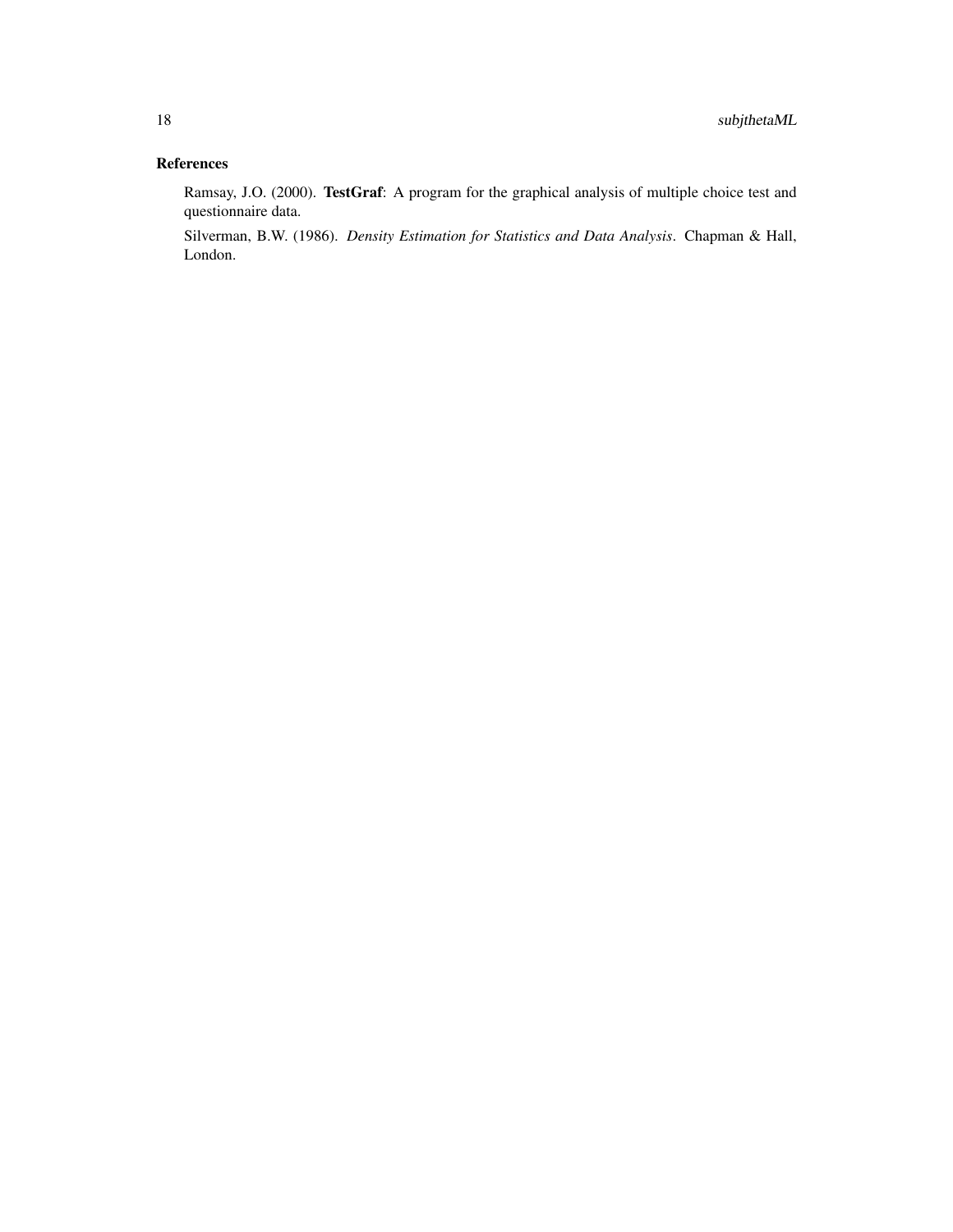## References

Ramsay, J.O. (2000). **TestGraf**: A program for the graphical analysis of multiple choice test and questionnaire data.

Silverman, B.W. (1986). *Density Estimation for Statistics and Data Analysis*. Chapman & Hall, London.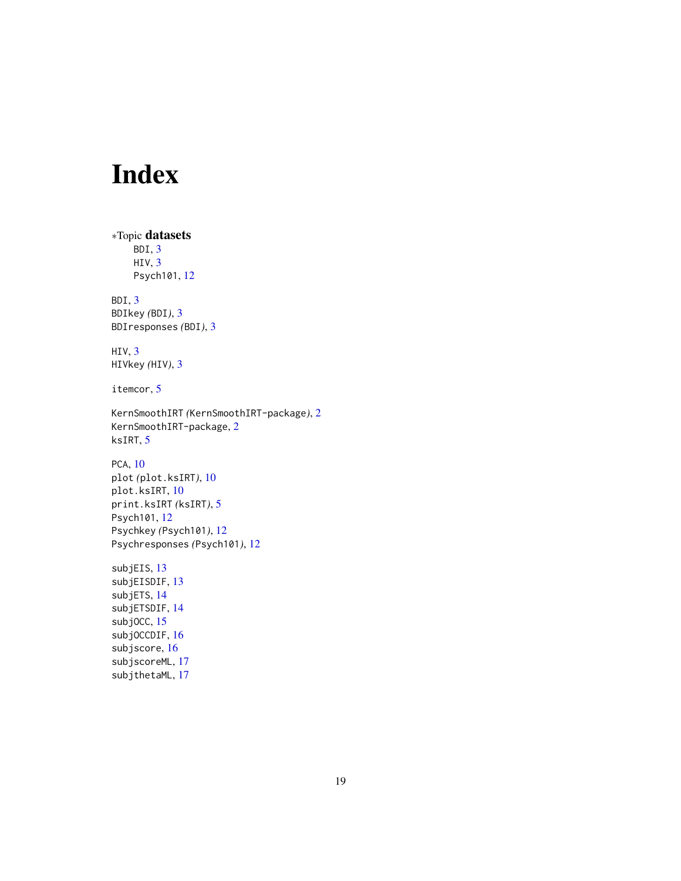# Index

∗Topic **datasets**

BDI, 3
HIV, 3
Psych101, 12

BDI, 3
BDIkey *(*BDI*)*, 3
BDIresponses *(*BDI*)*, 3

HIV, 3
HIVkey *(*HIV*)*, 3

itemcor, 5

KernSmoothIRT *(*KernSmoothIRT-package*)*, 2
KernSmoothIRT-package, 2
ksIRT, 5

PCA, 10
plot *(*plot.ksIRT*)*, 10
plot.ksIRT, 10
print.ksIRT *(*ksIRT*)*, 5
Psych101, 12
Psychkey *(*Psych101*)*, 12
Psychresponses *(*Psych101*)*, 12

subjEIS, 13
subjEISDIF, 13
subjETS, 14
subjETSDIF, 14
subjOCC, 15
subjOCCDIF, 16
subjscore, 16
subjscoreML, 17
subjthetaML, 17